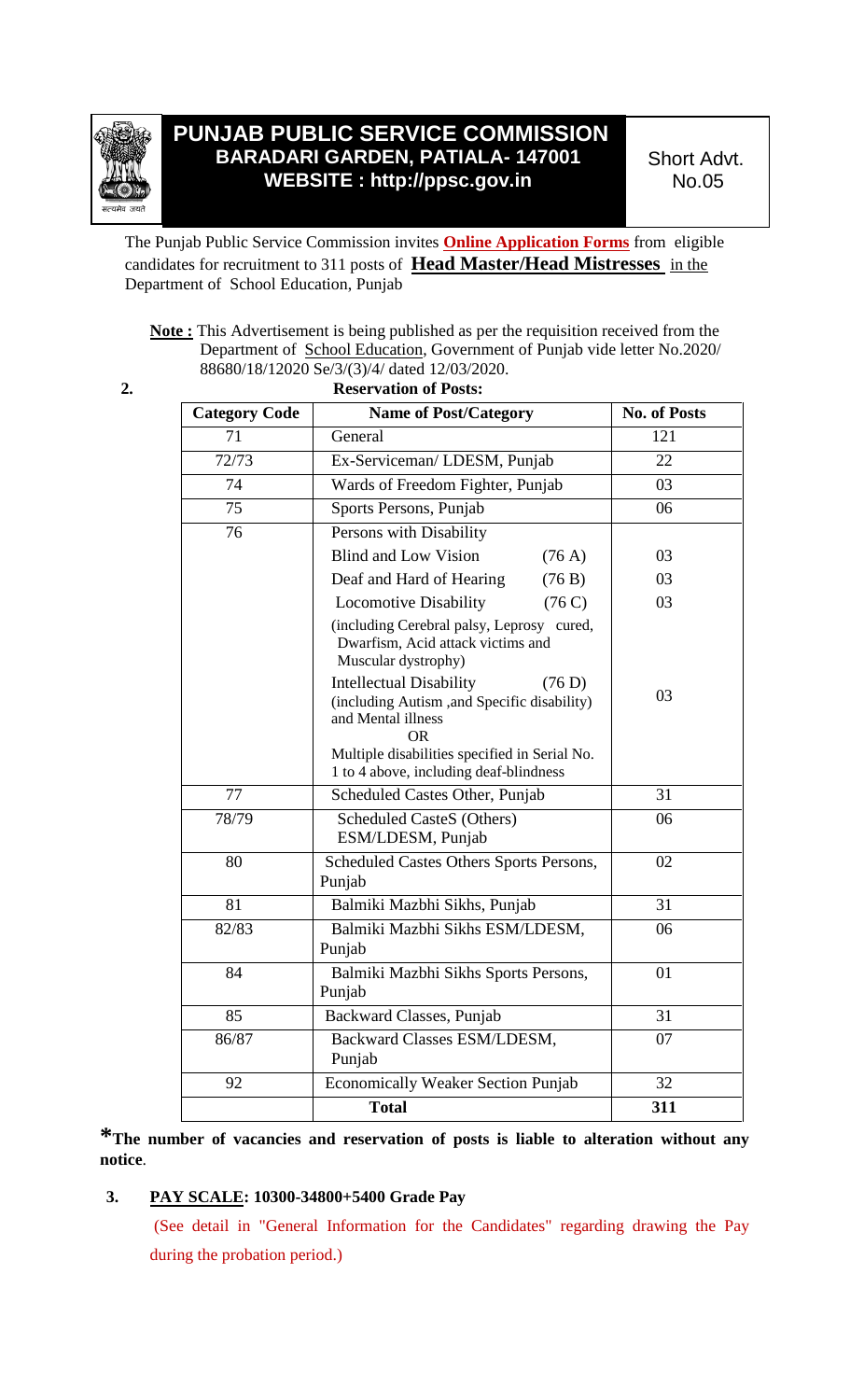# PUNJAB PUBLIC SERVICE COMMISSION
## BARADARI GARDEN, PATIALA- 147001
## WEBSITE : http://ppsc.gov.in

Short Advt. No.05

The Punjab Public Service Commission invites **Online Application Forms** from eligible candidates for recruitment to 311 posts of **Head Master/Head Mistresses** in the Department of School Education, Punjab

**Note :** This Advertisement is being published as per the requisition received from the Department of School Education, Government of Punjab vide letter No.2020/ 88680/18/12020 Se/3/(3)/4/ dated 12/03/2020.

**2. Reservation of Posts:**

| Category Code | Name of Post/Category | No. of Posts |
|---|---|---|
| 71 | General | 121 |
| 72/73 | Ex-Serviceman/ LDESM, Punjab | 22 |
| 74 | Wards of Freedom Fighter, Punjab | 03 |
| 75 | Sports Persons, Punjab | 06 |
| 76 | Persons with Disability | |
| | Blind and Low Vision (76 A) | 03 |
| | Deaf and Hard of Hearing (76 B) | 03 |
| | Locomotive Disability (76 C) (including Cerebral palsy, Leprosy cured, Dwarfism, Acid attack victims and Muscular dystrophy) | 03 |
| | Intellectual Disability (76 D) (including Autism ,and Specific disability) and Mental illness OR Multiple disabilities specified in Serial No. 1 to 4 above, including deaf-blindness | 03 |
| 77 | Scheduled Castes Other, Punjab | 31 |
| 78/79 | Scheduled CasteS (Others) ESM/LDESM, Punjab | 06 |
| 80 | Scheduled Castes Others Sports Persons, Punjab | 02 |
| 81 | Balmiki Mazbhi Sikhs, Punjab | 31 |
| 82/83 | Balmiki Mazbhi Sikhs ESM/LDESM, Punjab | 06 |
| 84 | Balmiki Mazbhi Sikhs Sports Persons, Punjab | 01 |
| 85 | Backward Classes, Punjab | 31 |
| 86/87 | Backward Classes ESM/LDESM, Punjab | 07 |
| 92 | Economically Weaker Section Punjab | 32 |
| | **Total** | **311** |

***The number of vacancies and reservation of posts is liable to alteration without any notice**.

**3. PAY SCALE: 10300-34800+5400 Grade Pay**

(See detail in "General Information for the Candidates" regarding drawing the Pay during the probation period.)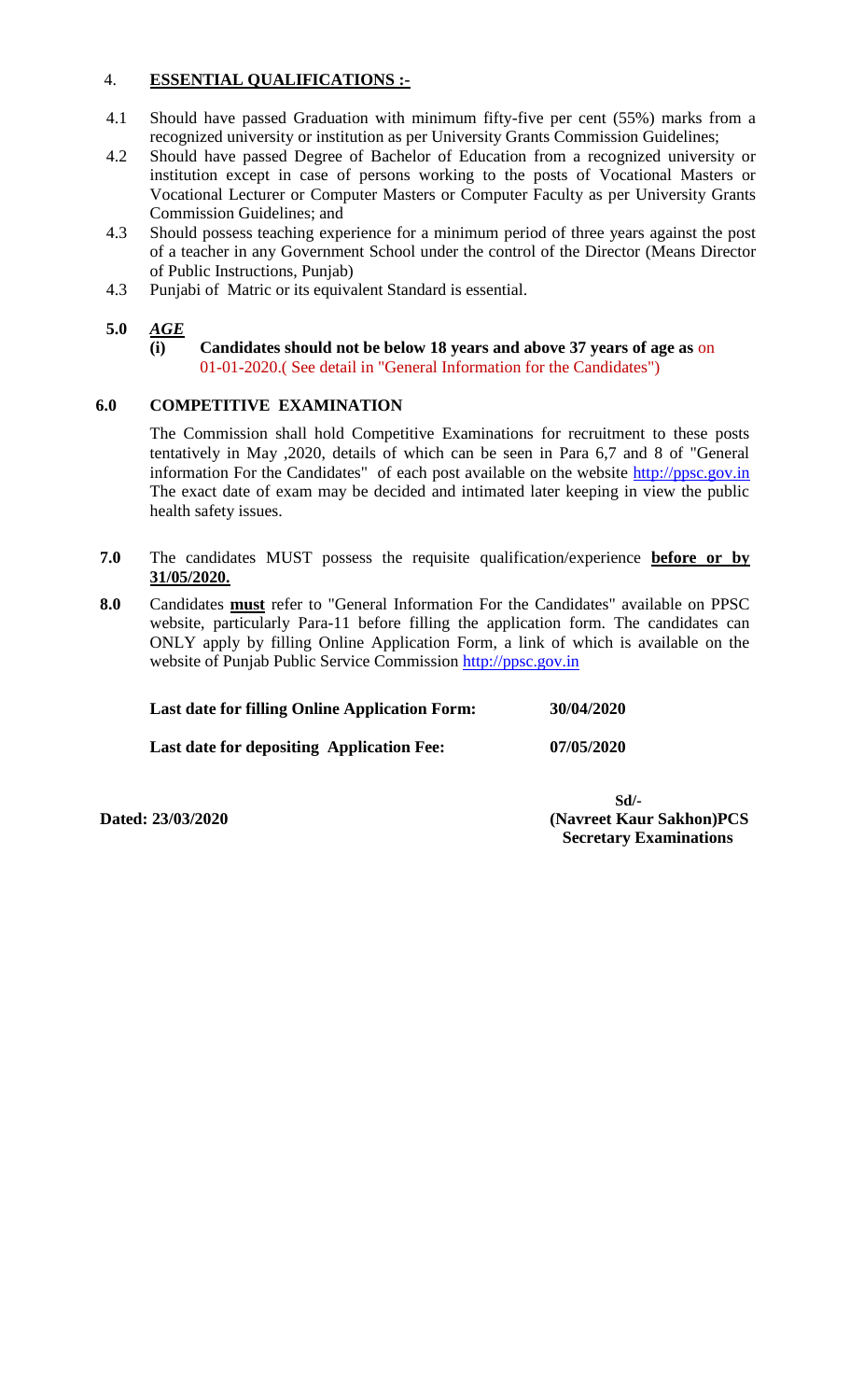4. **ESSENTIAL QUALIFICATIONS :-**

4.1 Should have passed Graduation with minimum fifty-five per cent (55%) marks from a recognized university or institution as per University Grants Commission Guidelines;

4.2 Should have passed Degree of Bachelor of Education from a recognized university or institution except in case of persons working to the posts of Vocational Masters or Vocational Lecturer or Computer Masters or Computer Faculty as per University Grants Commission Guidelines; and

4.3 Should possess teaching experience for a minimum period of three years against the post of a teacher in any Government School under the control of the Director (Means Director of Public Instructions, Punjab)

4.3 Punjabi of Matric or its equivalent Standard is essential.

**5.0** ***AGE***

**(i) Candidates should not be below 18 years and above 37 years of age as** on 01-01-2020.( See detail in "General Information for the Candidates")

**6.0 COMPETITIVE EXAMINATION**

The Commission shall hold Competitive Examinations for recruitment to these posts tentatively in May ,2020, details of which can be seen in Para 6,7 and 8 of "General information For the Candidates" of each post available on the website http://ppsc.gov.in The exact date of exam may be decided and intimated later keeping in view the public health safety issues.

**7.0** The candidates MUST possess the requisite qualification/experience **before or by 31/05/2020.**

**8.0** Candidates **must** refer to "General Information For the Candidates" available on PPSC website, particularly Para-11 before filling the application form. The candidates can ONLY apply by filling Online Application Form, a link of which is available on the website of Punjab Public Service Commission http://ppsc.gov.in

| | |
|---|---|
| **Last date for filling Online Application Form:** | **30/04/2020** |
| **Last date for depositing Application Fee:** | **07/05/2020** |

**Dated: 23/03/2020**

**Sd/-**
**(Navreet Kaur Sakhon)PCS**
**Secretary Examinations**